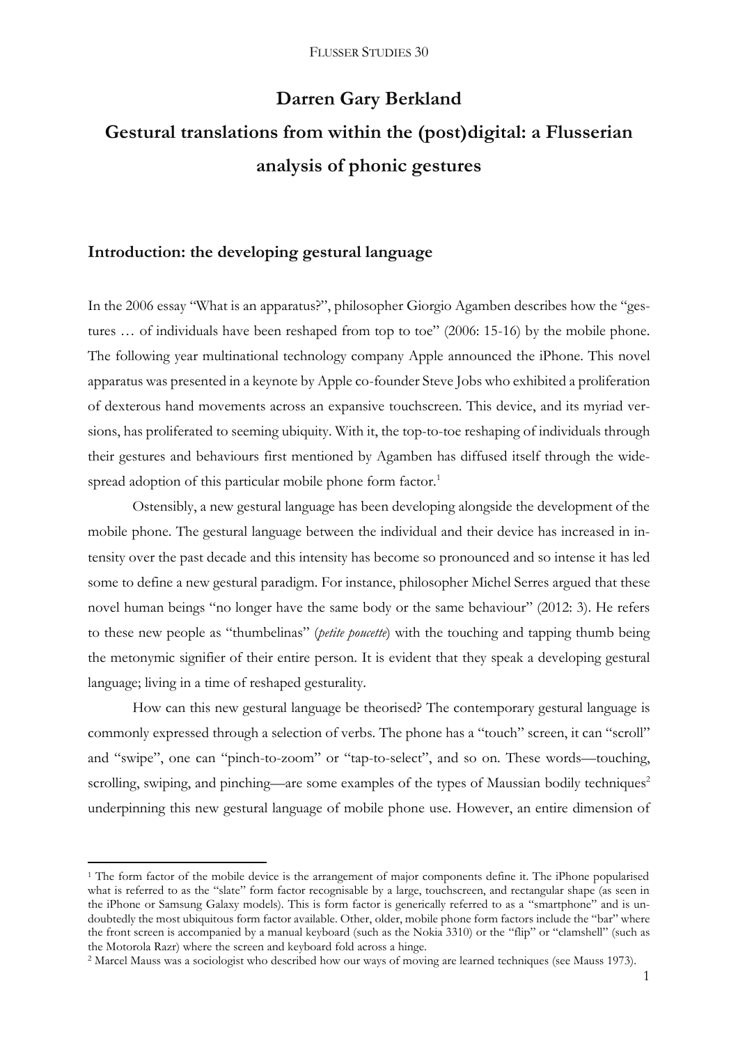# Darren Gary Berkland

# Gestural translations from within the (post)digital: a Flusserian analysis of phonic gestures

## Introduction: the developing gestural language

In the 2006 essay "What is an apparatus?", philosopher Giorgio Agamben describes how the "gestures … of individuals have been reshaped from top to toe" (2006: 15-16) by the mobile phone. The following year multinational technology company Apple announced the iPhone. This novel apparatus was presented in a keynote by Apple co-founder Steve Jobs who exhibited a proliferation of dexterous hand movements across an expansive touchscreen. This device, and its myriad versions, has proliferated to seeming ubiquity. With it, the top-to-toe reshaping of individuals through their gestures and behaviours first mentioned by Agamben has diffused itself through the widespread adoption of this particular mobile phone form factor.[1]

Ostensibly, a new gestural language has been developing alongside the development of the mobile phone. The gestural language between the individual and their device has increased in intensity over the past decade and this intensity has become so pronounced and so intense it has led some to define a new gestural paradigm. For instance, philosopher Michel Serres argued that these novel human beings "no longer have the same body or the same behaviour" (2012: 3). He refers to these new people as "thumbelinas" (*petite poucette*) with the touching and tapping thumb being the metonymic signifier of their entire person. It is evident that they speak a developing gestural language; living in a time of reshaped gesturality.

How can this new gestural language be theorised? The contemporary gestural language is commonly expressed through a selection of verbs. The phone has a "touch" screen, it can "scroll" and "swipe", one can "pinch-to-zoom" or "tap-to-select", and so on. These words—touching, scrolling, swiping, and pinching—are some examples of the types of Maussian bodily techniques[2] underpinning this new gestural language of mobile phone use. However, an entire dimension of

[1] The form factor of the mobile device is the arrangement of major components define it. The iPhone popularised what is referred to as the "slate" form factor recognisable by a large, touchscreen, and rectangular shape (as seen in the iPhone or Samsung Galaxy models). This is form factor is generically referred to as a "smartphone" and is undoubtedly the most ubiquitous form factor available. Other, older, mobile phone form factors include the "bar" where the front screen is accompanied by a manual keyboard (such as the Nokia 3310) or the "flip" or "clamshell" (such as the Motorola Razr) where the screen and keyboard fold across a hinge.

[2] Marcel Mauss was a sociologist who described how our ways of moving are learned techniques (see Mauss 1973).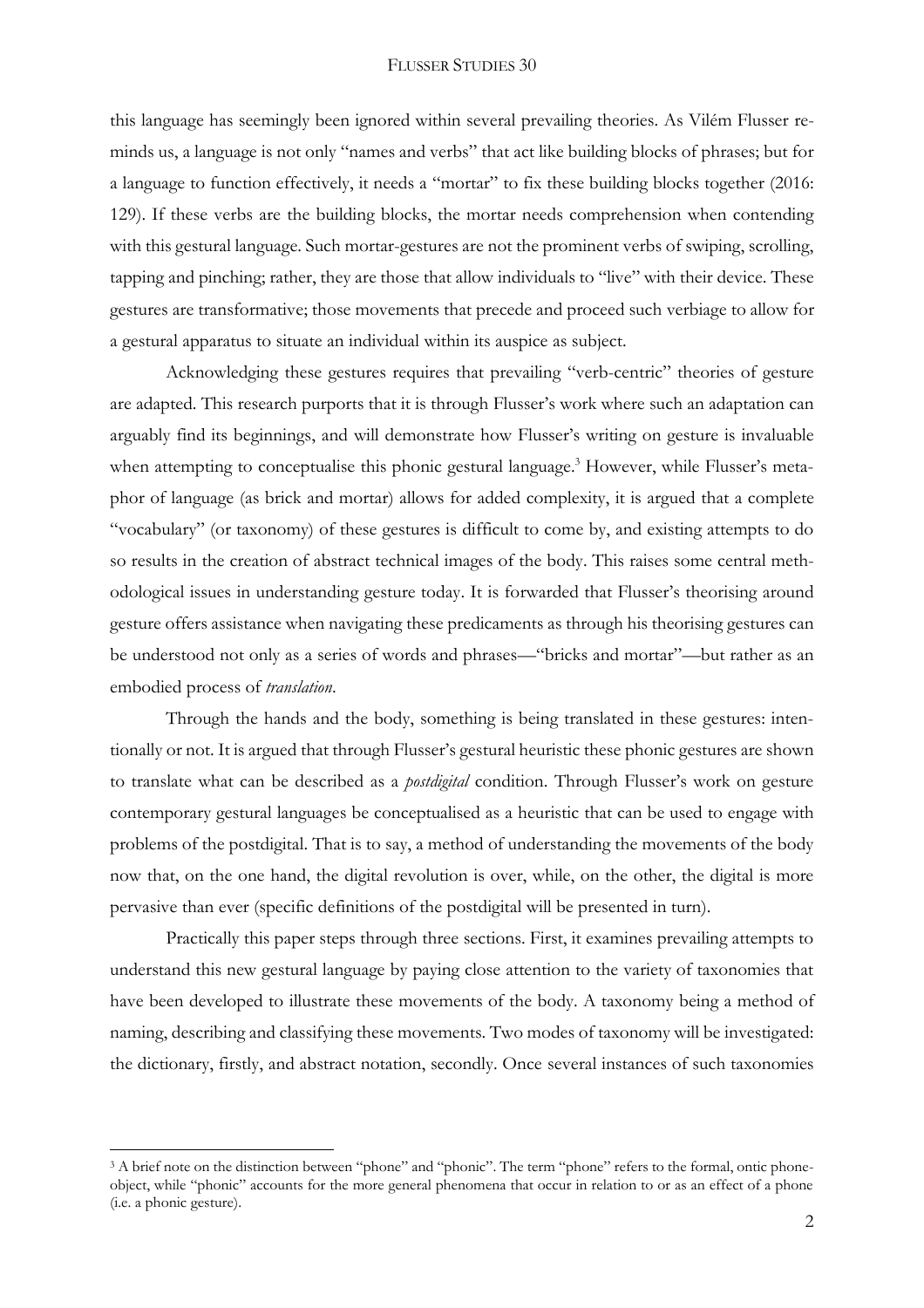this language has seemingly been ignored within several prevailing theories. As Vilém Flusser reminds us, a language is not only "names and verbs" that act like building blocks of phrases; but for a language to function effectively, it needs a "mortar" to fix these building blocks together (2016: 129). If these verbs are the building blocks, the mortar needs comprehension when contending with this gestural language. Such mortar-gestures are not the prominent verbs of swiping, scrolling, tapping and pinching; rather, they are those that allow individuals to "live" with their device. These gestures are transformative; those movements that precede and proceed such verbiage to allow for a gestural apparatus to situate an individual within its auspice as subject.

Acknowledging these gestures requires that prevailing "verb-centric" theories of gesture are adapted. This research purports that it is through Flusser's work where such an adaptation can arguably find its beginnings, and will demonstrate how Flusser's writing on gesture is invaluable when attempting to conceptualise this phonic gestural language.[3] However, while Flusser's metaphor of language (as brick and mortar) allows for added complexity, it is argued that a complete "vocabulary" (or taxonomy) of these gestures is difficult to come by, and existing attempts to do so results in the creation of abstract technical images of the body. This raises some central methodological issues in understanding gesture today. It is forwarded that Flusser's theorising around gesture offers assistance when navigating these predicaments as through his theorising gestures can be understood not only as a series of words and phrases—"bricks and mortar"—but rather as an embodied process of *translation*.

Through the hands and the body, something is being translated in these gestures: intentionally or not. It is argued that through Flusser's gestural heuristic these phonic gestures are shown to translate what can be described as a *postdigital* condition. Through Flusser's work on gesture contemporary gestural languages be conceptualised as a heuristic that can be used to engage with problems of the postdigital. That is to say, a method of understanding the movements of the body now that, on the one hand, the digital revolution is over, while, on the other, the digital is more pervasive than ever (specific definitions of the postdigital will be presented in turn).

Practically this paper steps through three sections. First, it examines prevailing attempts to understand this new gestural language by paying close attention to the variety of taxonomies that have been developed to illustrate these movements of the body. A taxonomy being a method of naming, describing and classifying these movements. Two modes of taxonomy will be investigated: the dictionary, firstly, and abstract notation, secondly. Once several instances of such taxonomies

---

[3] A brief note on the distinction between "phone" and "phonic". The term "phone" refers to the formal, ontic phone-object, while "phonic" accounts for the more general phenomena that occur in relation to or as an effect of a phone (i.e. a phonic gesture).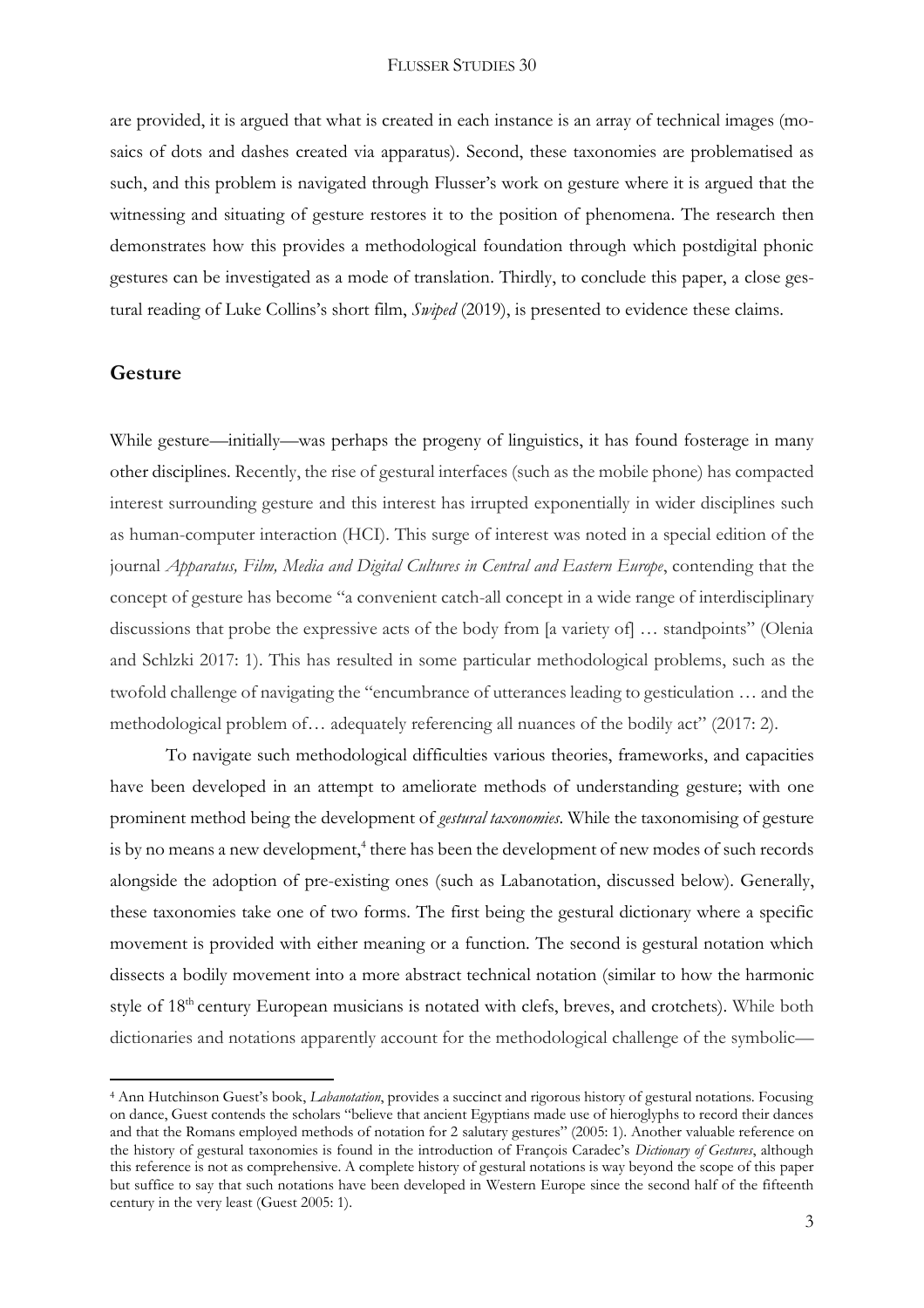are provided, it is argued that what is created in each instance is an array of technical images (mosaics of dots and dashes created via apparatus). Second, these taxonomies are problematised as such, and this problem is navigated through Flusser's work on gesture where it is argued that the witnessing and situating of gesture restores it to the position of phenomena. The research then demonstrates how this provides a methodological foundation through which postdigital phonic gestures can be investigated as a mode of translation. Thirdly, to conclude this paper, a close gestural reading of Luke Collins's short film, *Swiped* (2019), is presented to evidence these claims.

## Gesture

While gesture—initially—was perhaps the progeny of linguistics, it has found fosterage in many other disciplines. Recently, the rise of gestural interfaces (such as the mobile phone) has compacted interest surrounding gesture and this interest has irrupted exponentially in wider disciplines such as human-computer interaction (HCI). This surge of interest was noted in a special edition of the journal *Apparatus, Film, Media and Digital Cultures in Central and Eastern Europe*, contending that the concept of gesture has become "a convenient catch-all concept in a wide range of interdisciplinary discussions that probe the expressive acts of the body from [a variety of] … standpoints" (Olenia and Schlzki 2017: 1). This has resulted in some particular methodological problems, such as the twofold challenge of navigating the "encumbrance of utterances leading to gesticulation … and the methodological problem of… adequately referencing all nuances of the bodily act" (2017: 2).

To navigate such methodological difficulties various theories, frameworks, and capacities have been developed in an attempt to ameliorate methods of understanding gesture; with one prominent method being the development of *gestural taxonomies*. While the taxonomising of gesture is by no means a new development,[4] there has been the development of new modes of such records alongside the adoption of pre-existing ones (such as Labanotation, discussed below). Generally, these taxonomies take one of two forms. The first being the gestural dictionary where a specific movement is provided with either meaning or a function. The second is gestural notation which dissects a bodily movement into a more abstract technical notation (similar to how the harmonic style of 18th century European musicians is notated with clefs, breves, and crotchets). While both dictionaries and notations apparently account for the methodological challenge of the symbolic—

[4] Ann Hutchinson Guest's book, *Labanotation*, provides a succinct and rigorous history of gestural notations. Focusing on dance, Guest contends the scholars "believe that ancient Egyptians made use of hieroglyphs to record their dances and that the Romans employed methods of notation for 2 salutary gestures" (2005: 1). Another valuable reference on the history of gestural taxonomies is found in the introduction of François Caradec's *Dictionary of Gestures*, although this reference is not as comprehensive. A complete history of gestural notations is way beyond the scope of this paper but suffice to say that such notations have been developed in Western Europe since the second half of the fifteenth century in the very least (Guest 2005: 1).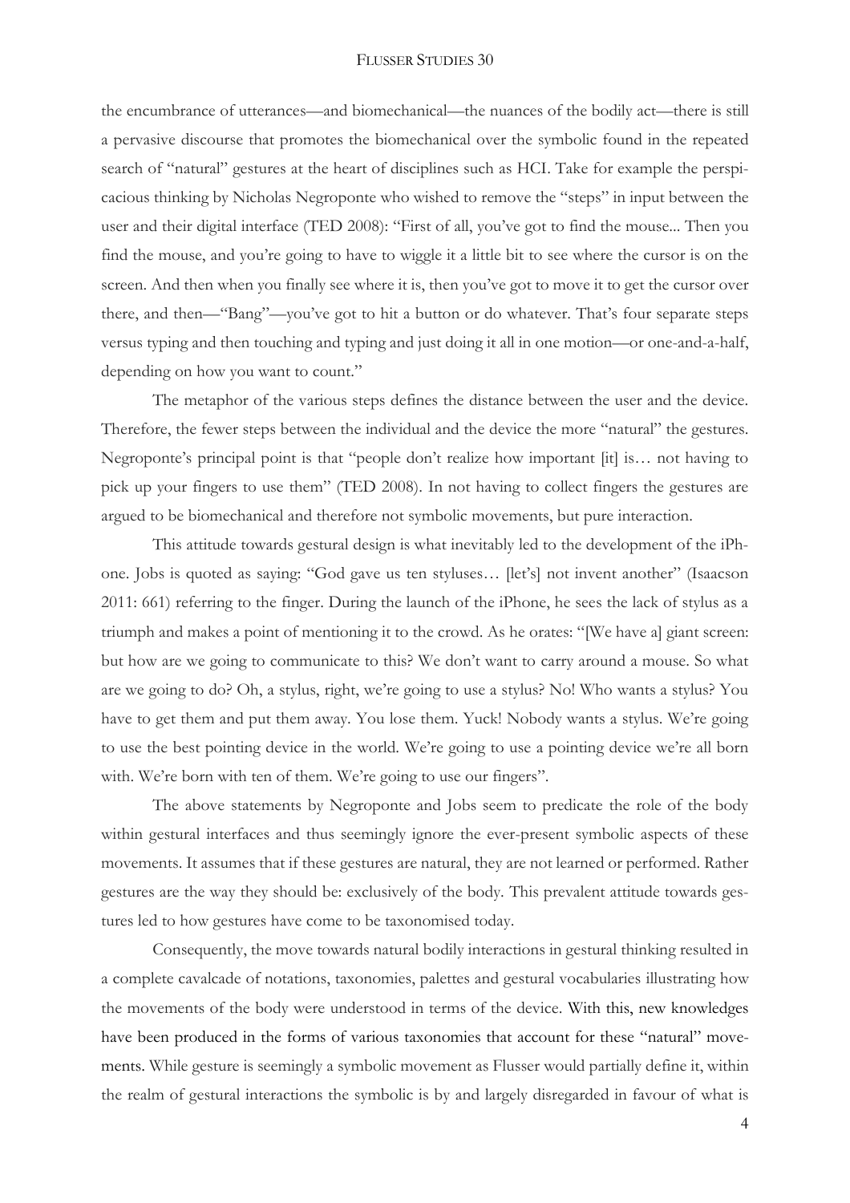the encumbrance of utterances—and biomechanical—the nuances of the bodily act—there is still a pervasive discourse that promotes the biomechanical over the symbolic found in the repeated search of "natural" gestures at the heart of disciplines such as HCI. Take for example the perspicacious thinking by Nicholas Negroponte who wished to remove the "steps" in input between the user and their digital interface (TED 2008): "First of all, you've got to find the mouse... Then you find the mouse, and you're going to have to wiggle it a little bit to see where the cursor is on the screen. And then when you finally see where it is, then you've got to move it to get the cursor over there, and then—"Bang"—you've got to hit a button or do whatever. That's four separate steps versus typing and then touching and typing and just doing it all in one motion—or one-and-a-half, depending on how you want to count."

The metaphor of the various steps defines the distance between the user and the device. Therefore, the fewer steps between the individual and the device the more "natural" the gestures. Negroponte's principal point is that "people don't realize how important [it] is… not having to pick up your fingers to use them" (TED 2008). In not having to collect fingers the gestures are argued to be biomechanical and therefore not symbolic movements, but pure interaction.

This attitude towards gestural design is what inevitably led to the development of the iPhone. Jobs is quoted as saying: "God gave us ten styluses… [let's] not invent another" (Isaacson 2011: 661) referring to the finger. During the launch of the iPhone, he sees the lack of stylus as a triumph and makes a point of mentioning it to the crowd. As he orates: "[We have a] giant screen: but how are we going to communicate to this? We don't want to carry around a mouse. So what are we going to do? Oh, a stylus, right, we're going to use a stylus? No! Who wants a stylus? You have to get them and put them away. You lose them. Yuck! Nobody wants a stylus. We're going to use the best pointing device in the world. We're going to use a pointing device we're all born with. We're born with ten of them. We're going to use our fingers".

The above statements by Negroponte and Jobs seem to predicate the role of the body within gestural interfaces and thus seemingly ignore the ever-present symbolic aspects of these movements. It assumes that if these gestures are natural, they are not learned or performed. Rather gestures are the way they should be: exclusively of the body. This prevalent attitude towards gestures led to how gestures have come to be taxonomised today.

Consequently, the move towards natural bodily interactions in gestural thinking resulted in a complete cavalcade of notations, taxonomies, palettes and gestural vocabularies illustrating how the movements of the body were understood in terms of the device. With this, new knowledges have been produced in the forms of various taxonomies that account for these "natural" movements. While gesture is seemingly a symbolic movement as Flusser would partially define it, within the realm of gestural interactions the symbolic is by and largely disregarded in favour of what is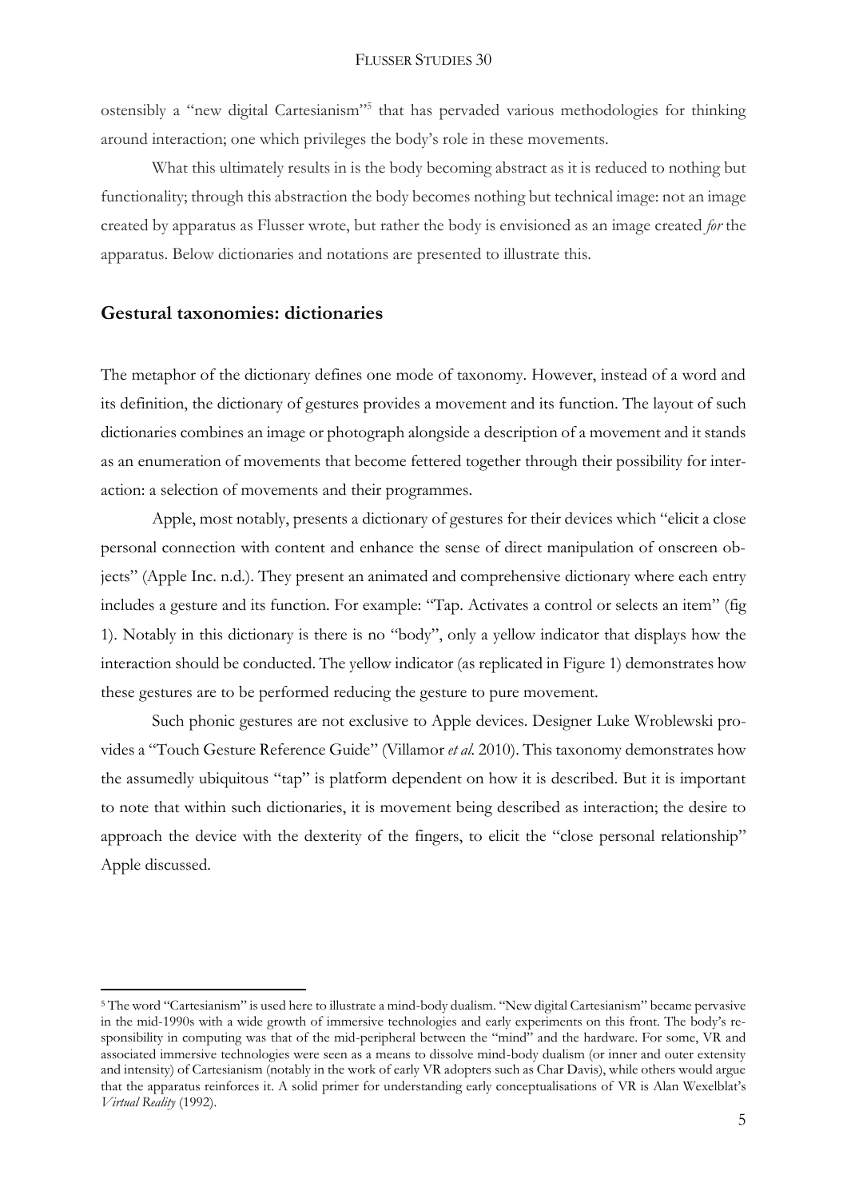ostensibly a "new digital Cartesianism"[5] that has pervaded various methodologies for thinking around interaction; one which privileges the body's role in these movements.

What this ultimately results in is the body becoming abstract as it is reduced to nothing but functionality; through this abstraction the body becomes nothing but technical image: not an image created by apparatus as Flusser wrote, but rather the body is envisioned as an image created *for* the apparatus. Below dictionaries and notations are presented to illustrate this.

## Gestural taxonomies: dictionaries

The metaphor of the dictionary defines one mode of taxonomy. However, instead of a word and its definition, the dictionary of gestures provides a movement and its function. The layout of such dictionaries combines an image or photograph alongside a description of a movement and it stands as an enumeration of movements that become fettered together through their possibility for interaction: a selection of movements and their programmes.

Apple, most notably, presents a dictionary of gestures for their devices which "elicit a close personal connection with content and enhance the sense of direct manipulation of onscreen objects" (Apple Inc. n.d.). They present an animated and comprehensive dictionary where each entry includes a gesture and its function. For example: "Tap. Activates a control or selects an item" (fig 1). Notably in this dictionary is there is no "body", only a yellow indicator that displays how the interaction should be conducted. The yellow indicator (as replicated in Figure 1) demonstrates how these gestures are to be performed reducing the gesture to pure movement.

Such phonic gestures are not exclusive to Apple devices. Designer Luke Wroblewski provides a "Touch Gesture Reference Guide" (Villamor *et al.* 2010). This taxonomy demonstrates how the assumedly ubiquitous "tap" is platform dependent on how it is described. But it is important to note that within such dictionaries, it is movement being described as interaction; the desire to approach the device with the dexterity of the fingers, to elicit the "close personal relationship" Apple discussed.

---

[5] The word "Cartesianism" is used here to illustrate a mind-body dualism. "New digital Cartesianism" became pervasive in the mid-1990s with a wide growth of immersive technologies and early experiments on this front. The body's responsibility in computing was that of the mid-peripheral between the "mind" and the hardware. For some, VR and associated immersive technologies were seen as a means to dissolve mind-body dualism (or inner and outer extensity and intensity) of Cartesianism (notably in the work of early VR adopters such as Char Davis), while others would argue that the apparatus reinforces it. A solid primer for understanding early conceptualisations of VR is Alan Wexelblat's *Virtual Reality* (1992).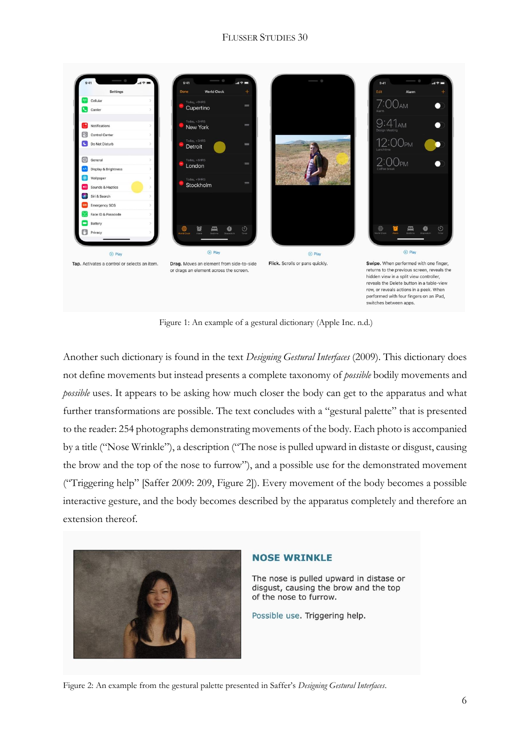Tap. Activates a control or selects an item.

Drag. Moves an element from side-to-side or drags an element across the screen.

Flick. Scrolls or pans quickly.

Swipe. When performed with one finger, returns to the previous screen, reveals the hidden view in a split view controller, reveals the Delete button in a table-view row, or reveals actions in a peek. When performed with four fingers on an iPad, switches between apps.

Figure 1: An example of a gestural dictionary (Apple Inc. n.d.)

Another such dictionary is found in the text *Designing Gestural Interfaces* (2009). This dictionary does not define movements but instead presents a complete taxonomy of *possible* bodily movements and *possible* uses. It appears to be asking how much closer the body can get to the apparatus and what further transformations are possible. The text concludes with a "gestural palette" that is presented to the reader: 254 photographs demonstrating movements of the body. Each photo is accompanied by a title ("Nose Wrinkle"), a description ("The nose is pulled upward in distaste or disgust, causing the brow and the top of the nose to furrow"), and a possible use for the demonstrated movement ("Triggering help" [Saffer 2009: 209, Figure 2]). Every movement of the body becomes a possible interactive gesture, and the body becomes described by the apparatus completely and therefore an extension thereof.

NOSE WRINKLE

The nose is pulled upward in distase or disgust, causing the brow and the top of the nose to furrow.

Possible use. Triggering help.

Figure 2: An example from the gestural palette presented in Saffer's *Designing Gestural Interfaces*.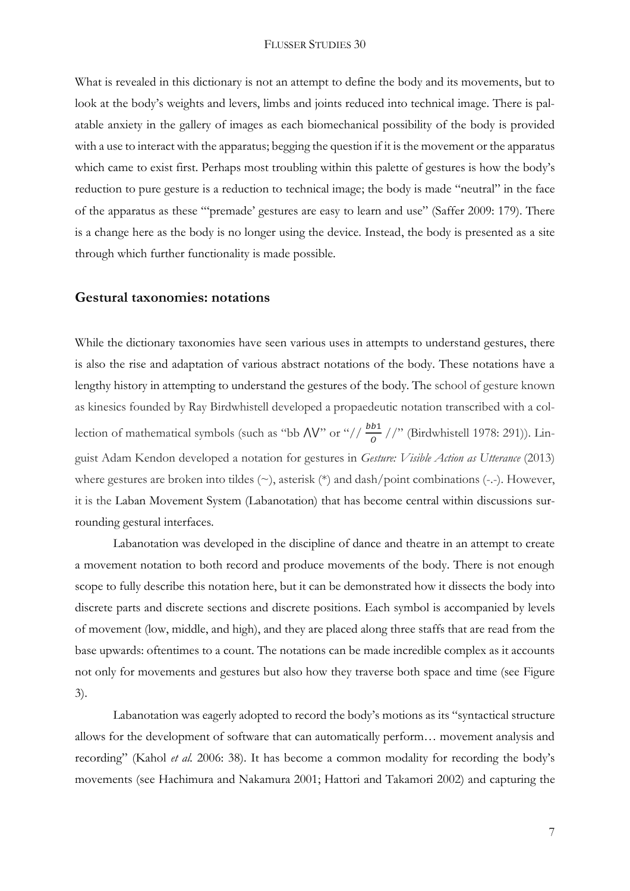What is revealed in this dictionary is not an attempt to define the body and its movements, but to look at the body's weights and levers, limbs and joints reduced into technical image. There is palatable anxiety in the gallery of images as each biomechanical possibility of the body is provided with a use to interact with the apparatus; begging the question if it is the movement or the apparatus which came to exist first. Perhaps most troubling within this palette of gestures is how the body's reduction to pure gesture is a reduction to technical image; the body is made "neutral" in the face of the apparatus as these "'premade' gestures are easy to learn and use" (Saffer 2009: 179). There is a change here as the body is no longer using the device. Instead, the body is presented as a site through which further functionality is made possible.

## Gestural taxonomies: notations

While the dictionary taxonomies have seen various uses in attempts to understand gestures, there is also the rise and adaptation of various abstract notations of the body. These notations have a lengthy history in attempting to understand the gestures of the body. The school of gesture known as kinesics founded by Ray Birdwhistell developed a propaedeutic notation transcribed with a collection of mathematical symbols (such as "bb ΛV" or "// $\frac{bb1}{O}$ //" (Birdwhistell 1978: 291)). Linguist Adam Kendon developed a notation for gestures in *Gesture: Visible Action as Utterance* (2013) where gestures are broken into tildes (~), asterisk (*) and dash/point combinations (-.-). However, it is the Laban Movement System (Labanotation) that has become central within discussions surrounding gestural interfaces.

Labanotation was developed in the discipline of dance and theatre in an attempt to create a movement notation to both record and produce movements of the body. There is not enough scope to fully describe this notation here, but it can be demonstrated how it dissects the body into discrete parts and discrete sections and discrete positions. Each symbol is accompanied by levels of movement (low, middle, and high), and they are placed along three staffs that are read from the base upwards: oftentimes to a count. The notations can be made incredible complex as it accounts not only for movements and gestures but also how they traverse both space and time (see Figure 3).

Labanotation was eagerly adopted to record the body's motions as its "syntactical structure allows for the development of software that can automatically perform… movement analysis and recording" (Kahol *et al.* 2006: 38). It has become a common modality for recording the body's movements (see Hachimura and Nakamura 2001; Hattori and Takamori 2002) and capturing the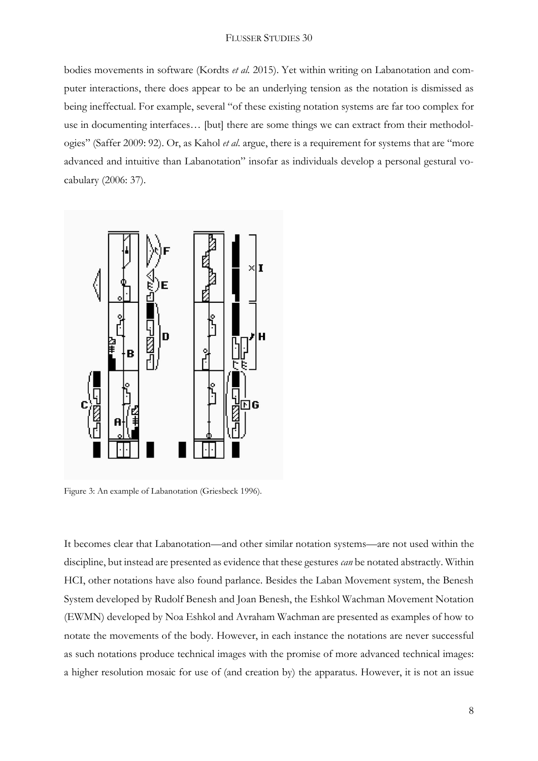bodies movements in software (Kordts *et al.* 2015). Yet within writing on Labanotation and computer interactions, there does appear to be an underlying tension as the notation is dismissed as being ineffectual. For example, several "of these existing notation systems are far too complex for use in documenting interfaces… [but] there are some things we can extract from their methodologies" (Saffer 2009: 92). Or, as Kahol *et al.* argue, there is a requirement for systems that are "more advanced and intuitive than Labanotation" insofar as individuals develop a personal gestural vocabulary (2006: 37).

Figure 3: An example of Labanotation (Griesbeck 1996).

It becomes clear that Labanotation—and other similar notation systems—are not used within the discipline, but instead are presented as evidence that these gestures *can* be notated abstractly. Within HCI, other notations have also found parlance. Besides the Laban Movement system, the Benesh System developed by Rudolf Benesh and Joan Benesh, the Eshkol Wachman Movement Notation (EWMN) developed by Noa Eshkol and Avraham Wachman are presented as examples of how to notate the movements of the body. However, in each instance the notations are never successful as such notations produce technical images with the promise of more advanced technical images: a higher resolution mosaic for use of (and creation by) the apparatus. However, it is not an issue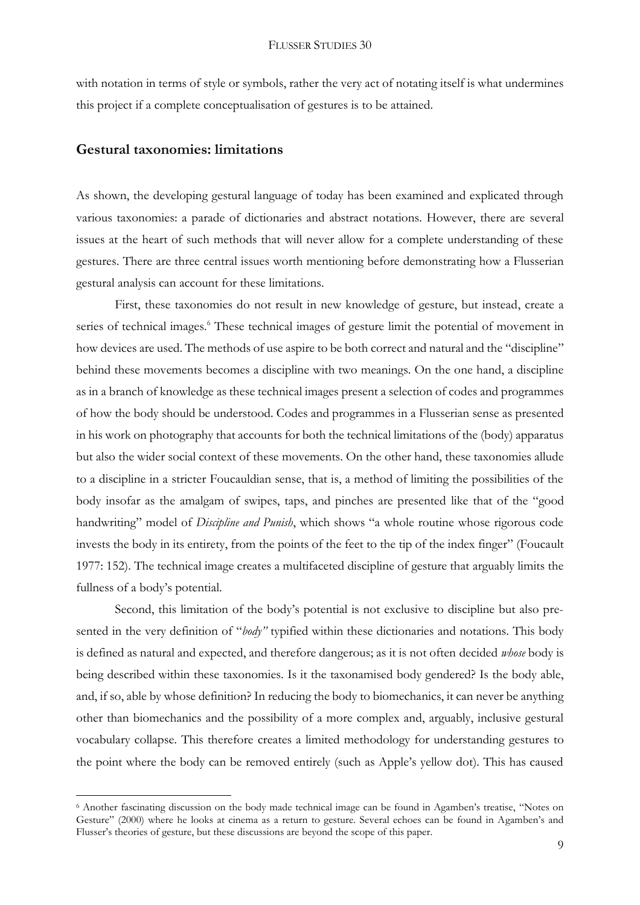with notation in terms of style or symbols, rather the very act of notating itself is what undermines this project if a complete conceptualisation of gestures is to be attained.

## Gestural taxonomies: limitations

As shown, the developing gestural language of today has been examined and explicated through various taxonomies: a parade of dictionaries and abstract notations. However, there are several issues at the heart of such methods that will never allow for a complete understanding of these gestures. There are three central issues worth mentioning before demonstrating how a Flusserian gestural analysis can account for these limitations.

First, these taxonomies do not result in new knowledge of gesture, but instead, create a series of technical images.[6] These technical images of gesture limit the potential of movement in how devices are used. The methods of use aspire to be both correct and natural and the "discipline" behind these movements becomes a discipline with two meanings. On the one hand, a discipline as in a branch of knowledge as these technical images present a selection of codes and programmes of how the body should be understood. Codes and programmes in a Flusserian sense as presented in his work on photography that accounts for both the technical limitations of the (body) apparatus but also the wider social context of these movements. On the other hand, these taxonomies allude to a discipline in a stricter Foucauldian sense, that is, a method of limiting the possibilities of the body insofar as the amalgam of swipes, taps, and pinches are presented like that of the "good handwriting" model of *Discipline and Punish*, which shows "a whole routine whose rigorous code invests the body in its entirety, from the points of the feet to the tip of the index finger" (Foucault 1977: 152). The technical image creates a multifaceted discipline of gesture that arguably limits the fullness of a body's potential.

Second, this limitation of the body's potential is not exclusive to discipline but also presented in the very definition of "*body"* typified within these dictionaries and notations. This body is defined as natural and expected, and therefore dangerous; as it is not often decided *whose* body is being described within these taxonomies. Is it the taxonamised body gendered? Is the body able, and, if so, able by whose definition? In reducing the body to biomechanics, it can never be anything other than biomechanics and the possibility of a more complex and, arguably, inclusive gestural vocabulary collapse. This therefore creates a limited methodology for understanding gestures to the point where the body can be removed entirely (such as Apple's yellow dot). This has caused

[6] Another fascinating discussion on the body made technical image can be found in Agamben's treatise, "Notes on Gesture" (2000) where he looks at cinema as a return to gesture. Several echoes can be found in Agamben's and Flusser's theories of gesture, but these discussions are beyond the scope of this paper.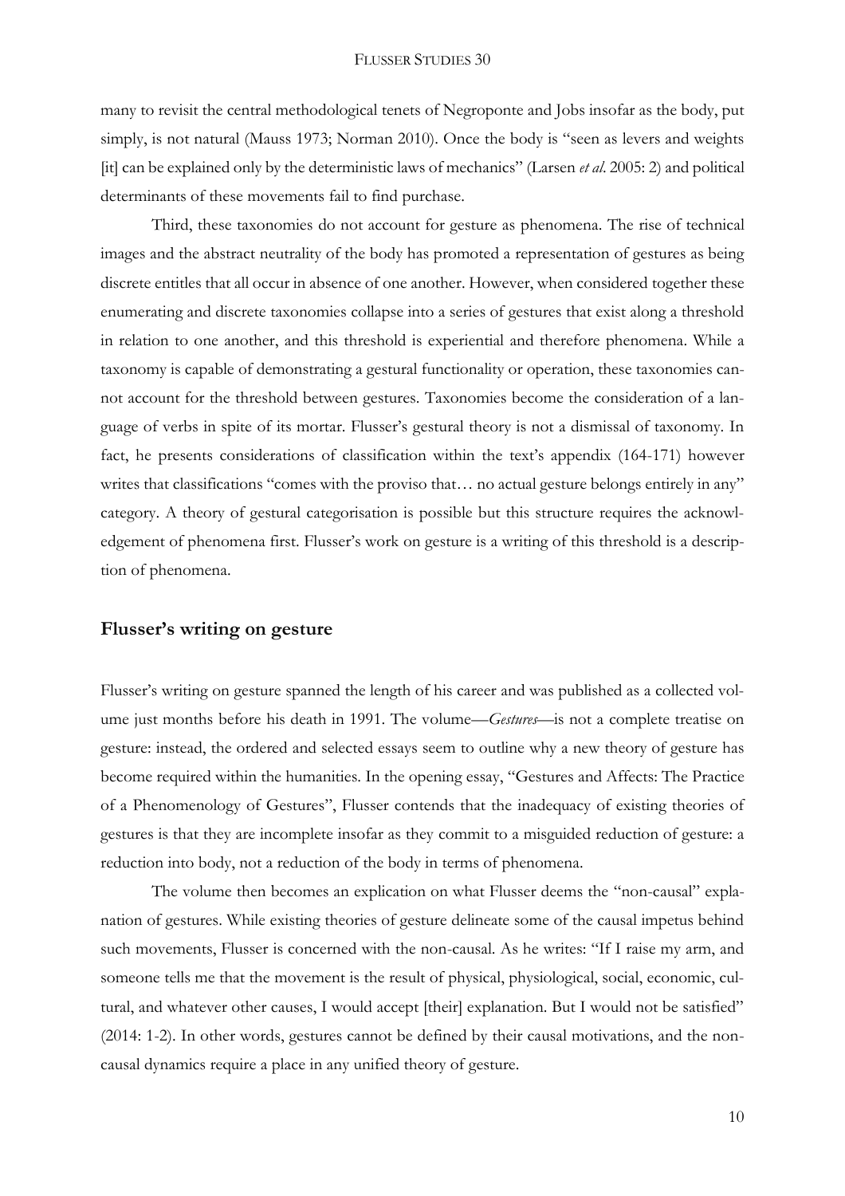many to revisit the central methodological tenets of Negroponte and Jobs insofar as the body, put simply, is not natural (Mauss 1973; Norman 2010). Once the body is "seen as levers and weights [it] can be explained only by the deterministic laws of mechanics" (Larsen *et al*. 2005: 2) and political determinants of these movements fail to find purchase.

Third, these taxonomies do not account for gesture as phenomena. The rise of technical images and the abstract neutrality of the body has promoted a representation of gestures as being discrete entitles that all occur in absence of one another. However, when considered together these enumerating and discrete taxonomies collapse into a series of gestures that exist along a threshold in relation to one another, and this threshold is experiential and therefore phenomena. While a taxonomy is capable of demonstrating a gestural functionality or operation, these taxonomies cannot account for the threshold between gestures. Taxonomies become the consideration of a language of verbs in spite of its mortar. Flusser's gestural theory is not a dismissal of taxonomy. In fact, he presents considerations of classification within the text's appendix (164-171) however writes that classifications "comes with the proviso that… no actual gesture belongs entirely in any" category. A theory of gestural categorisation is possible but this structure requires the acknowledgement of phenomena first. Flusser's work on gesture is a writing of this threshold is a description of phenomena.

## Flusser's writing on gesture

Flusser's writing on gesture spanned the length of his career and was published as a collected volume just months before his death in 1991. The volume—*Gestures*—is not a complete treatise on gesture: instead, the ordered and selected essays seem to outline why a new theory of gesture has become required within the humanities. In the opening essay, "Gestures and Affects: The Practice of a Phenomenology of Gestures", Flusser contends that the inadequacy of existing theories of gestures is that they are incomplete insofar as they commit to a misguided reduction of gesture: a reduction into body, not a reduction of the body in terms of phenomena.

The volume then becomes an explication on what Flusser deems the "non-causal" explanation of gestures. While existing theories of gesture delineate some of the causal impetus behind such movements, Flusser is concerned with the non-causal. As he writes: "If I raise my arm, and someone tells me that the movement is the result of physical, physiological, social, economic, cultural, and whatever other causes, I would accept [their] explanation. But I would not be satisfied" (2014: 1-2). In other words, gestures cannot be defined by their causal motivations, and the non-causal dynamics require a place in any unified theory of gesture.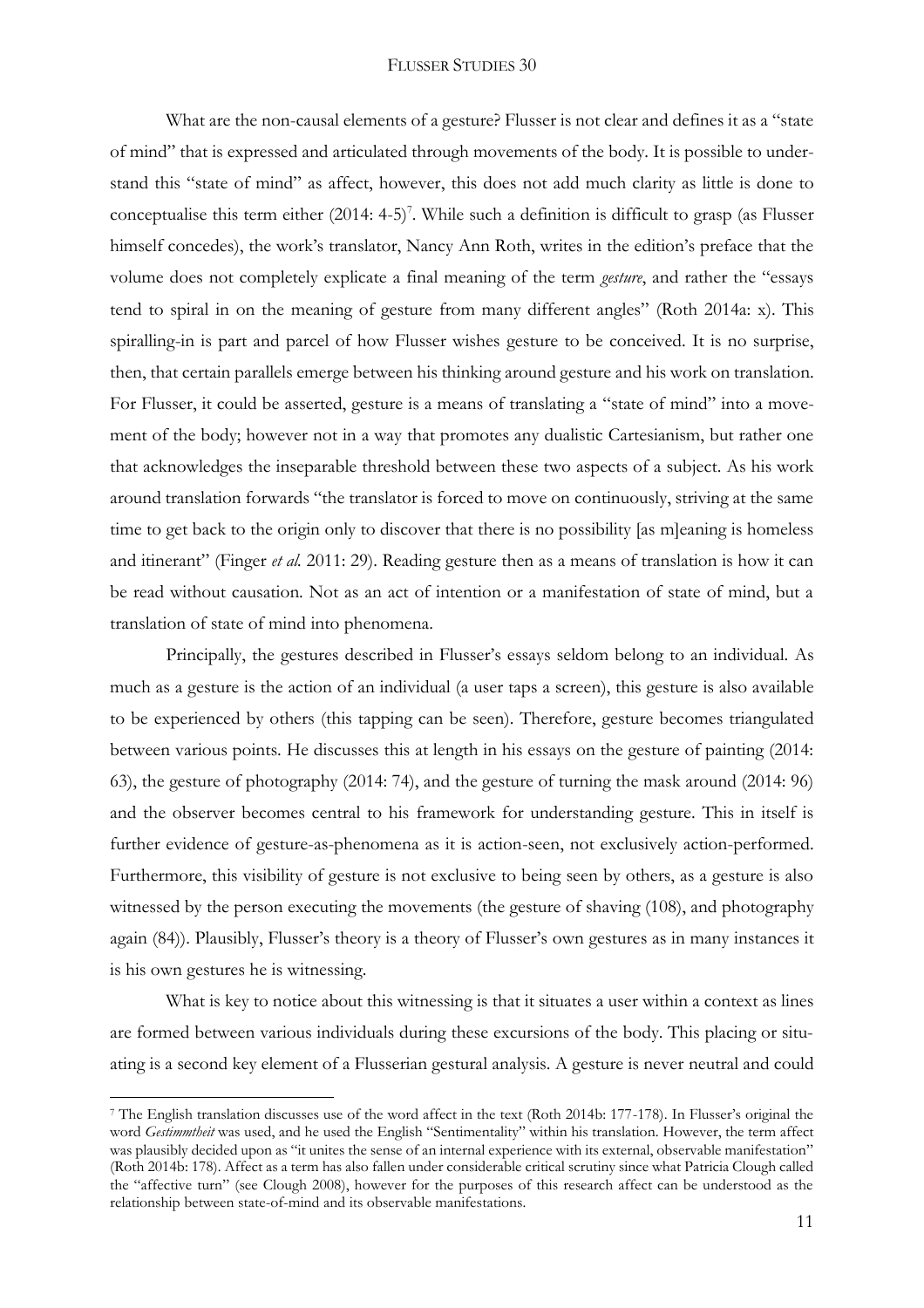What are the non-causal elements of a gesture? Flusser is not clear and defines it as a "state of mind" that is expressed and articulated through movements of the body. It is possible to understand this "state of mind" as affect, however, this does not add much clarity as little is done to conceptualise this term either (2014: 4-5)[7]. While such a definition is difficult to grasp (as Flusser himself concedes), the work's translator, Nancy Ann Roth, writes in the edition's preface that the volume does not completely explicate a final meaning of the term *gesture*, and rather the "essays tend to spiral in on the meaning of gesture from many different angles" (Roth 2014a: x). This spiralling-in is part and parcel of how Flusser wishes gesture to be conceived. It is no surprise, then, that certain parallels emerge between his thinking around gesture and his work on translation. For Flusser, it could be asserted, gesture is a means of translating a "state of mind" into a movement of the body; however not in a way that promotes any dualistic Cartesianism, but rather one that acknowledges the inseparable threshold between these two aspects of a subject. As his work around translation forwards "the translator is forced to move on continuously, striving at the same time to get back to the origin only to discover that there is no possibility [as m]eaning is homeless and itinerant" (Finger *et al.* 2011: 29). Reading gesture then as a means of translation is how it can be read without causation. Not as an act of intention or a manifestation of state of mind, but a translation of state of mind into phenomena.

Principally, the gestures described in Flusser's essays seldom belong to an individual. As much as a gesture is the action of an individual (a user taps a screen), this gesture is also available to be experienced by others (this tapping can be seen). Therefore, gesture becomes triangulated between various points. He discusses this at length in his essays on the gesture of painting (2014: 63), the gesture of photography (2014: 74), and the gesture of turning the mask around (2014: 96) and the observer becomes central to his framework for understanding gesture. This in itself is further evidence of gesture-as-phenomena as it is action-seen, not exclusively action-performed. Furthermore, this visibility of gesture is not exclusive to being seen by others, as a gesture is also witnessed by the person executing the movements (the gesture of shaving (108), and photography again (84)). Plausibly, Flusser's theory is a theory of Flusser's own gestures as in many instances it is his own gestures he is witnessing.

What is key to notice about this witnessing is that it situates a user within a context as lines are formed between various individuals during these excursions of the body. This placing or situating is a second key element of a Flusserian gestural analysis. A gesture is never neutral and could

[7] The English translation discusses use of the word affect in the text (Roth 2014b: 177-178). In Flusser's original the word *Gestimmtheit* was used, and he used the English "Sentimentality" within his translation. However, the term affect was plausibly decided upon as "it unites the sense of an internal experience with its external, observable manifestation" (Roth 2014b: 178). Affect as a term has also fallen under considerable critical scrutiny since what Patricia Clough called the "affective turn" (see Clough 2008), however for the purposes of this research affect can be understood as the relationship between state-of-mind and its observable manifestations.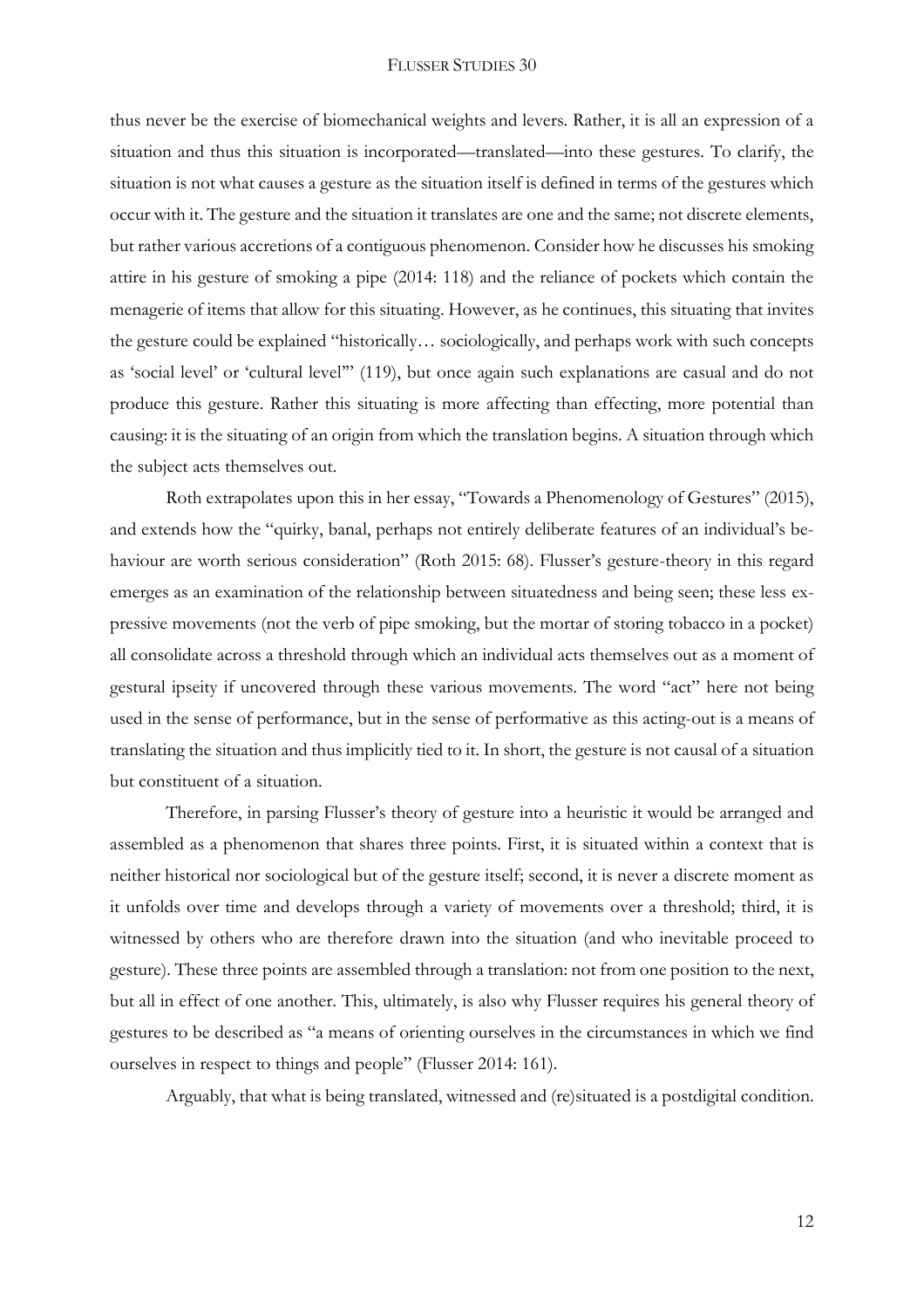thus never be the exercise of biomechanical weights and levers. Rather, it is all an expression of a situation and thus this situation is incorporated—translated—into these gestures. To clarify, the situation is not what causes a gesture as the situation itself is defined in terms of the gestures which occur with it. The gesture and the situation it translates are one and the same; not discrete elements, but rather various accretions of a contiguous phenomenon. Consider how he discusses his smoking attire in his gesture of smoking a pipe (2014: 118) and the reliance of pockets which contain the menagerie of items that allow for this situating. However, as he continues, this situating that invites the gesture could be explained "historically… sociologically, and perhaps work with such concepts as 'social level' or 'cultural level'" (119), but once again such explanations are casual and do not produce this gesture. Rather this situating is more affecting than effecting, more potential than causing: it is the situating of an origin from which the translation begins. A situation through which the subject acts themselves out.

Roth extrapolates upon this in her essay, "Towards a Phenomenology of Gestures" (2015), and extends how the "quirky, banal, perhaps not entirely deliberate features of an individual's behaviour are worth serious consideration" (Roth 2015: 68). Flusser's gesture-theory in this regard emerges as an examination of the relationship between situatedness and being seen; these less expressive movements (not the verb of pipe smoking, but the mortar of storing tobacco in a pocket) all consolidate across a threshold through which an individual acts themselves out as a moment of gestural ipseity if uncovered through these various movements. The word "act" here not being used in the sense of performance, but in the sense of performative as this acting-out is a means of translating the situation and thus implicitly tied to it. In short, the gesture is not causal of a situation but constituent of a situation.

Therefore, in parsing Flusser's theory of gesture into a heuristic it would be arranged and assembled as a phenomenon that shares three points. First, it is situated within a context that is neither historical nor sociological but of the gesture itself; second, it is never a discrete moment as it unfolds over time and develops through a variety of movements over a threshold; third, it is witnessed by others who are therefore drawn into the situation (and who inevitable proceed to gesture). These three points are assembled through a translation: not from one position to the next, but all in effect of one another. This, ultimately, is also why Flusser requires his general theory of gestures to be described as "a means of orienting ourselves in the circumstances in which we find ourselves in respect to things and people" (Flusser 2014: 161).

Arguably, that what is being translated, witnessed and (re)situated is a postdigital condition.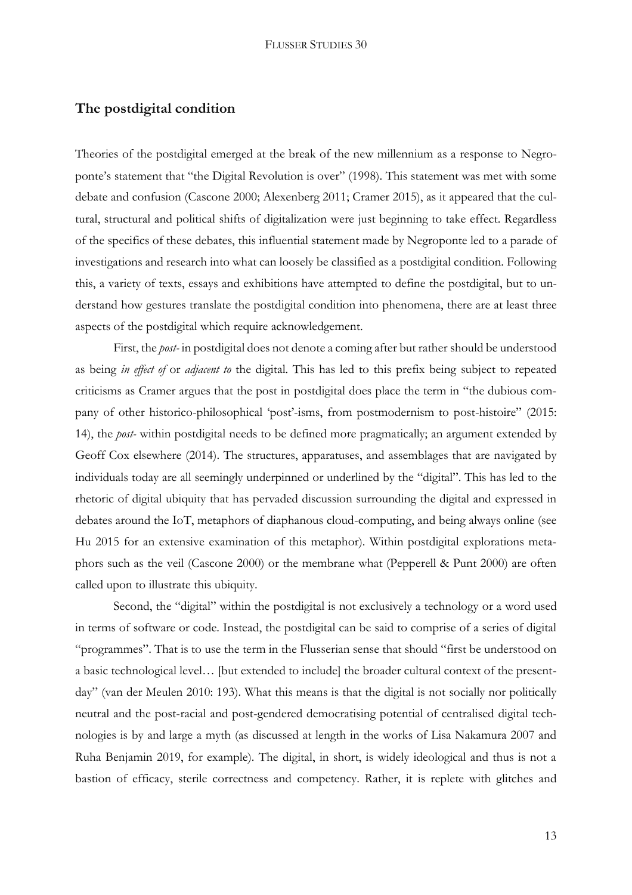## The postdigital condition

Theories of the postdigital emerged at the break of the new millennium as a response to Negroponte's statement that "the Digital Revolution is over" (1998). This statement was met with some debate and confusion (Cascone 2000; Alexenberg 2011; Cramer 2015), as it appeared that the cultural, structural and political shifts of digitalization were just beginning to take effect. Regardless of the specifics of these debates, this influential statement made by Negroponte led to a parade of investigations and research into what can loosely be classified as a postdigital condition. Following this, a variety of texts, essays and exhibitions have attempted to define the postdigital, but to understand how gestures translate the postdigital condition into phenomena, there are at least three aspects of the postdigital which require acknowledgement.

First, the *post-* in postdigital does not denote a coming after but rather should be understood as being *in effect of* or *adjacent to* the digital. This has led to this prefix being subject to repeated criticisms as Cramer argues that the post in postdigital does place the term in "the dubious company of other historico-philosophical 'post'-isms, from postmodernism to post-histoire" (2015: 14), the *post-* within postdigital needs to be defined more pragmatically; an argument extended by Geoff Cox elsewhere (2014). The structures, apparatuses, and assemblages that are navigated by individuals today are all seemingly underpinned or underlined by the "digital". This has led to the rhetoric of digital ubiquity that has pervaded discussion surrounding the digital and expressed in debates around the IoT, metaphors of diaphanous cloud-computing, and being always online (see Hu 2015 for an extensive examination of this metaphor). Within postdigital explorations metaphors such as the veil (Cascone 2000) or the membrane what (Pepperell & Punt 2000) are often called upon to illustrate this ubiquity.

Second, the "digital" within the postdigital is not exclusively a technology or a word used in terms of software or code. Instead, the postdigital can be said to comprise of a series of digital "programmes". That is to use the term in the Flusserian sense that should "first be understood on a basic technological level… [but extended to include] the broader cultural context of the present-day" (van der Meulen 2010: 193). What this means is that the digital is not socially nor politically neutral and the post-racial and post-gendered democratising potential of centralised digital technologies is by and large a myth (as discussed at length in the works of Lisa Nakamura 2007 and Ruha Benjamin 2019, for example). The digital, in short, is widely ideological and thus is not a bastion of efficacy, sterile correctness and competency. Rather, it is replete with glitches and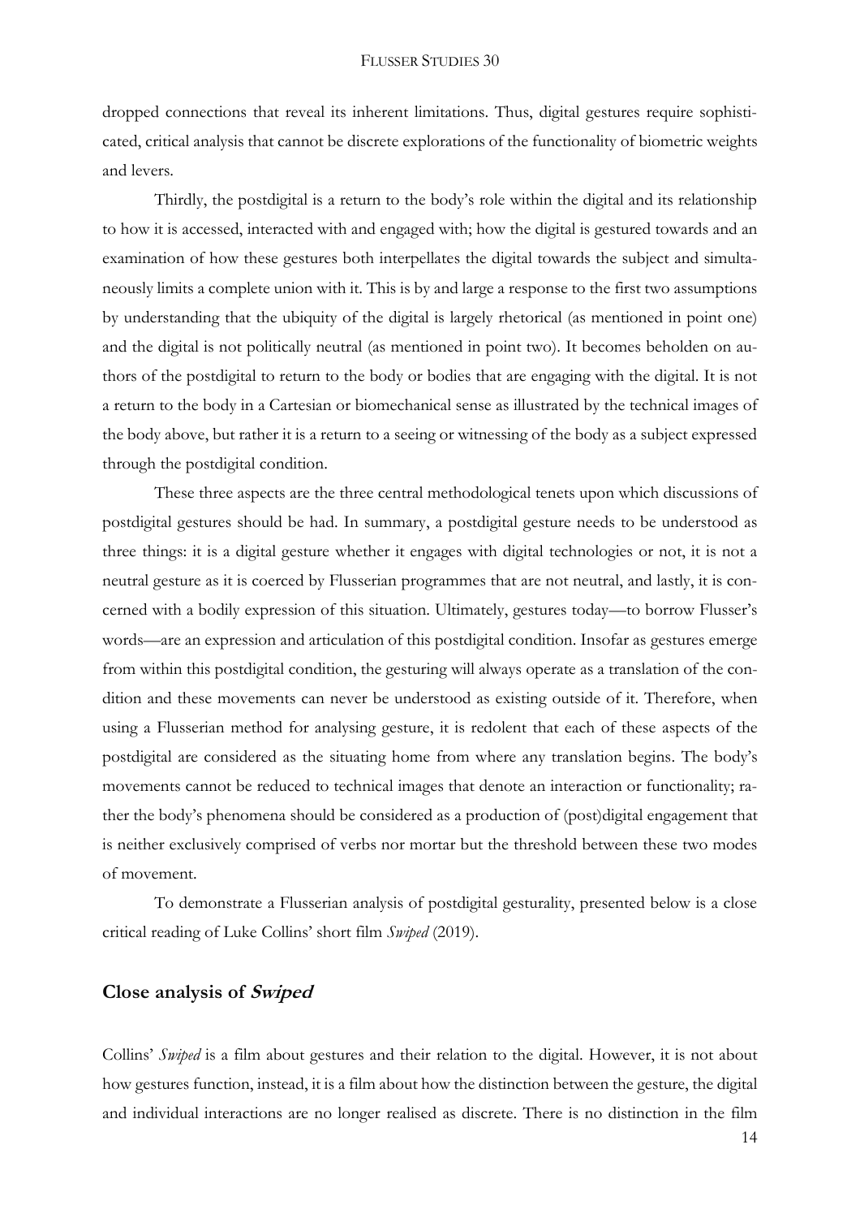dropped connections that reveal its inherent limitations. Thus, digital gestures require sophisticated, critical analysis that cannot be discrete explorations of the functionality of biometric weights and levers.

Thirdly, the postdigital is a return to the body's role within the digital and its relationship to how it is accessed, interacted with and engaged with; how the digital is gestured towards and an examination of how these gestures both interpellates the digital towards the subject and simultaneously limits a complete union with it. This is by and large a response to the first two assumptions by understanding that the ubiquity of the digital is largely rhetorical (as mentioned in point one) and the digital is not politically neutral (as mentioned in point two). It becomes beholden on authors of the postdigital to return to the body or bodies that are engaging with the digital. It is not a return to the body in a Cartesian or biomechanical sense as illustrated by the technical images of the body above, but rather it is a return to a seeing or witnessing of the body as a subject expressed through the postdigital condition.

These three aspects are the three central methodological tenets upon which discussions of postdigital gestures should be had. In summary, a postdigital gesture needs to be understood as three things: it is a digital gesture whether it engages with digital technologies or not, it is not a neutral gesture as it is coerced by Flusserian programmes that are not neutral, and lastly, it is concerned with a bodily expression of this situation. Ultimately, gestures today—to borrow Flusser's words—are an expression and articulation of this postdigital condition. Insofar as gestures emerge from within this postdigital condition, the gesturing will always operate as a translation of the condition and these movements can never be understood as existing outside of it. Therefore, when using a Flusserian method for analysing gesture, it is redolent that each of these aspects of the postdigital are considered as the situating home from where any translation begins. The body's movements cannot be reduced to technical images that denote an interaction or functionality; rather the body's phenomena should be considered as a production of (post)digital engagement that is neither exclusively comprised of verbs nor mortar but the threshold between these two modes of movement.

To demonstrate a Flusserian analysis of postdigital gesturality, presented below is a close critical reading of Luke Collins' short film *Swiped* (2019).

## Close analysis of *Swiped*

Collins' *Swiped* is a film about gestures and their relation to the digital. However, it is not about how gestures function, instead, it is a film about how the distinction between the gesture, the digital and individual interactions are no longer realised as discrete. There is no distinction in the film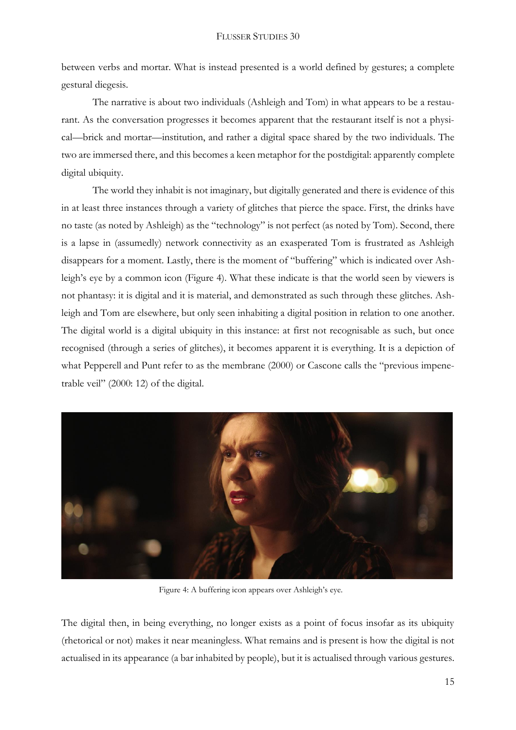between verbs and mortar. What is instead presented is a world defined by gestures; a complete gestural diegesis.

The narrative is about two individuals (Ashleigh and Tom) in what appears to be a restaurant. As the conversation progresses it becomes apparent that the restaurant itself is not a physical—brick and mortar—institution, and rather a digital space shared by the two individuals. The two are immersed there, and this becomes a keen metaphor for the postdigital: apparently complete digital ubiquity.

The world they inhabit is not imaginary, but digitally generated and there is evidence of this in at least three instances through a variety of glitches that pierce the space. First, the drinks have no taste (as noted by Ashleigh) as the "technology" is not perfect (as noted by Tom). Second, there is a lapse in (assumedly) network connectivity as an exasperated Tom is frustrated as Ashleigh disappears for a moment. Lastly, there is the moment of "buffering" which is indicated over Ashleigh's eye by a common icon (Figure 4). What these indicate is that the world seen by viewers is not phantasy: it is digital and it is material, and demonstrated as such through these glitches. Ashleigh and Tom are elsewhere, but only seen inhabiting a digital position in relation to one another. The digital world is a digital ubiquity in this instance: at first not recognisable as such, but once recognised (through a series of glitches), it becomes apparent it is everything. It is a depiction of what Pepperell and Punt refer to as the membrane (2000) or Cascone calls the "previous impenetrable veil" (2000: 12) of the digital.

Figure 4: A buffering icon appears over Ashleigh's eye.

The digital then, in being everything, no longer exists as a point of focus insofar as its ubiquity (rhetorical or not) makes it near meaningless. What remains and is present is how the digital is not actualised in its appearance (a bar inhabited by people), but it is actualised through various gestures.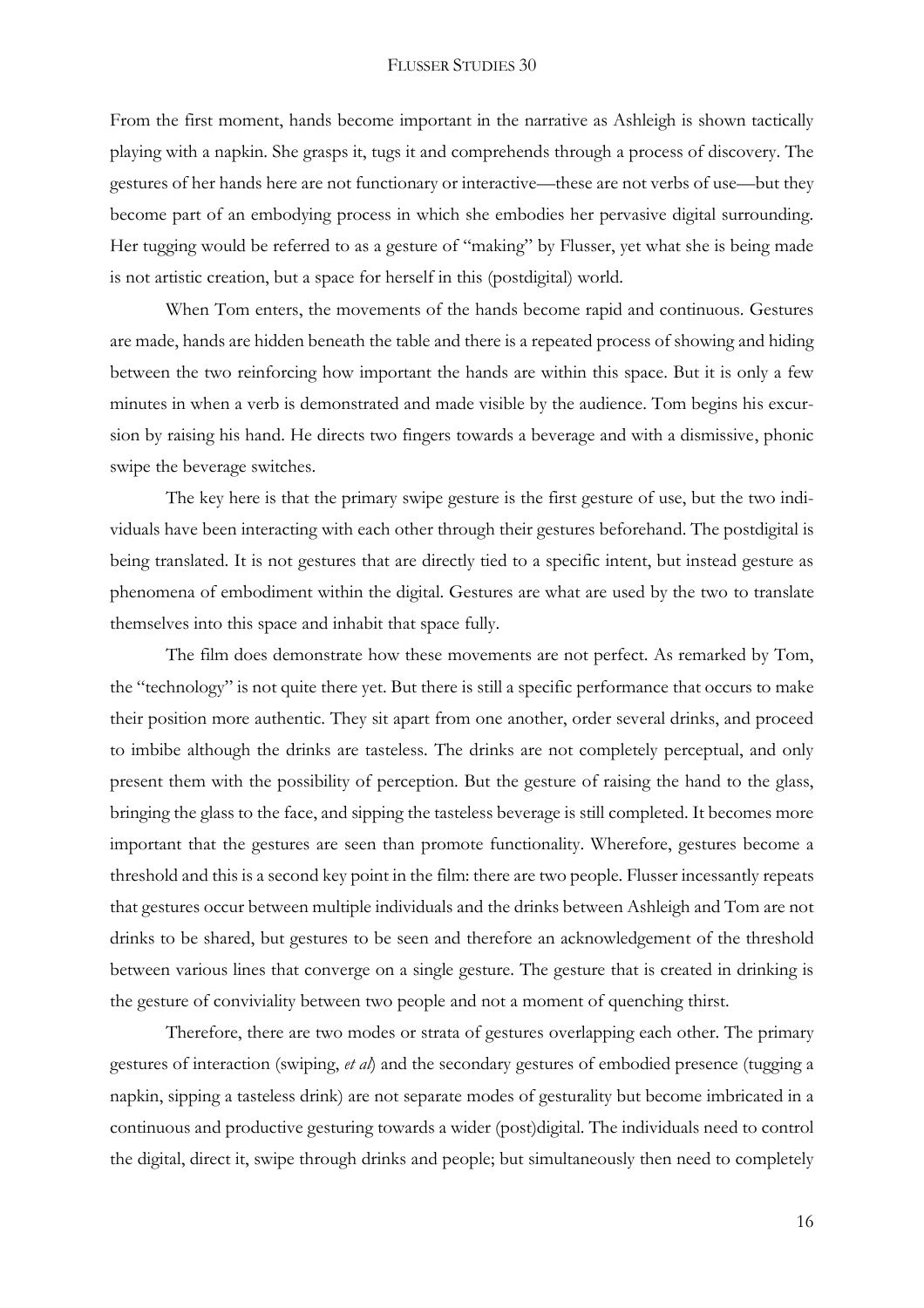From the first moment, hands become important in the narrative as Ashleigh is shown tactically playing with a napkin. She grasps it, tugs it and comprehends through a process of discovery. The gestures of her hands here are not functionary or interactive—these are not verbs of use—but they become part of an embodying process in which she embodies her pervasive digital surrounding. Her tugging would be referred to as a gesture of "making" by Flusser, yet what she is being made is not artistic creation, but a space for herself in this (postdigital) world.

When Tom enters, the movements of the hands become rapid and continuous. Gestures are made, hands are hidden beneath the table and there is a repeated process of showing and hiding between the two reinforcing how important the hands are within this space. But it is only a few minutes in when a verb is demonstrated and made visible by the audience. Tom begins his excursion by raising his hand. He directs two fingers towards a beverage and with a dismissive, phonic swipe the beverage switches.

The key here is that the primary swipe gesture is the first gesture of use, but the two individuals have been interacting with each other through their gestures beforehand. The postdigital is being translated. It is not gestures that are directly tied to a specific intent, but instead gesture as phenomena of embodiment within the digital. Gestures are what are used by the two to translate themselves into this space and inhabit that space fully.

The film does demonstrate how these movements are not perfect. As remarked by Tom, the "technology" is not quite there yet. But there is still a specific performance that occurs to make their position more authentic. They sit apart from one another, order several drinks, and proceed to imbibe although the drinks are tasteless. The drinks are not completely perceptual, and only present them with the possibility of perception. But the gesture of raising the hand to the glass, bringing the glass to the face, and sipping the tasteless beverage is still completed. It becomes more important that the gestures are seen than promote functionality. Wherefore, gestures become a threshold and this is a second key point in the film: there are two people. Flusser incessantly repeats that gestures occur between multiple individuals and the drinks between Ashleigh and Tom are not drinks to be shared, but gestures to be seen and therefore an acknowledgement of the threshold between various lines that converge on a single gesture. The gesture that is created in drinking is the gesture of conviviality between two people and not a moment of quenching thirst.

Therefore, there are two modes or strata of gestures overlapping each other. The primary gestures of interaction (swiping, *et al*) and the secondary gestures of embodied presence (tugging a napkin, sipping a tasteless drink) are not separate modes of gesturality but become imbricated in a continuous and productive gesturing towards a wider (post)digital. The individuals need to control the digital, direct it, swipe through drinks and people; but simultaneously then need to completely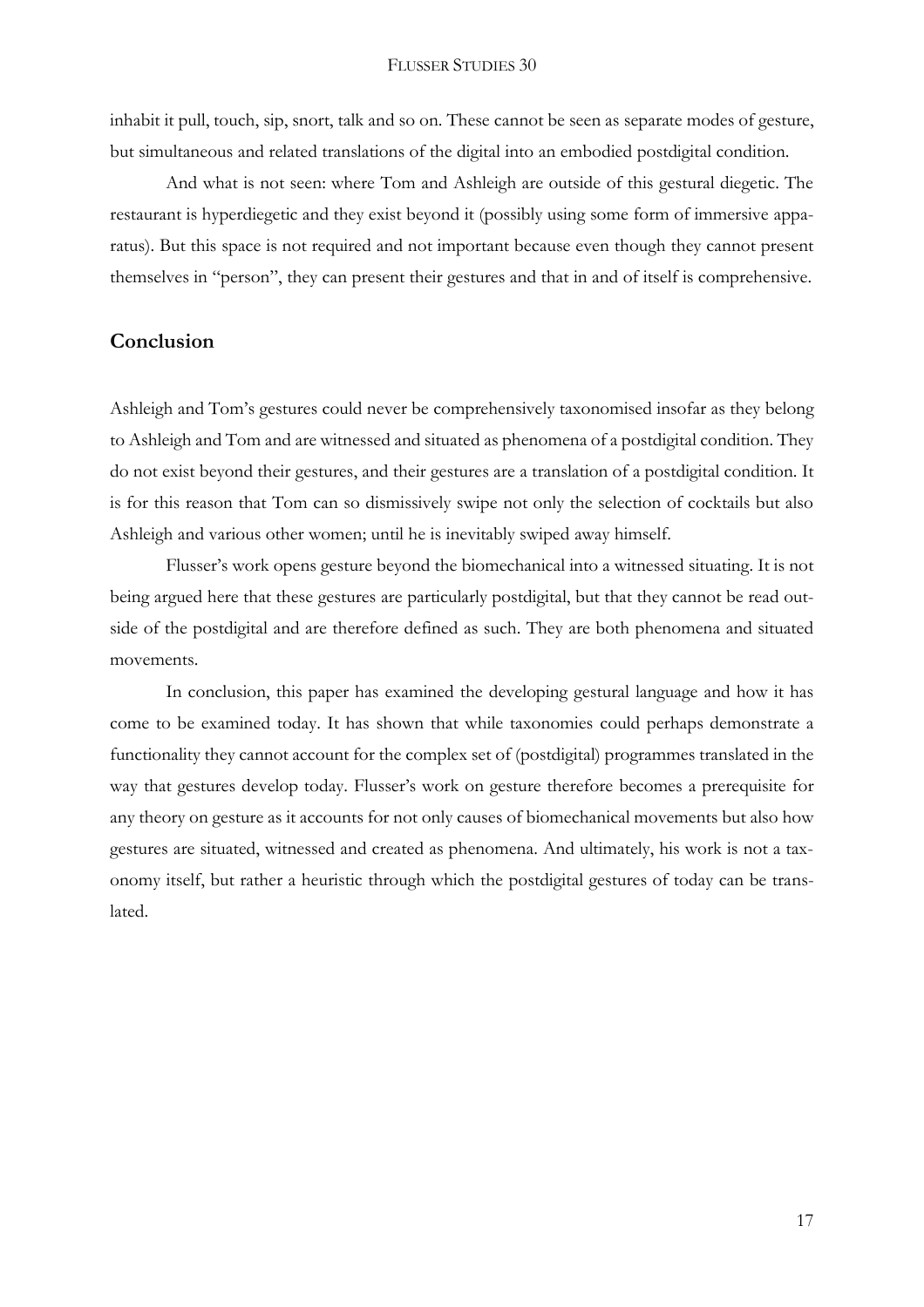inhabit it pull, touch, sip, snort, talk and so on. These cannot be seen as separate modes of gesture, but simultaneous and related translations of the digital into an embodied postdigital condition.

And what is not seen: where Tom and Ashleigh are outside of this gestural diegetic. The restaurant is hyperdiegetic and they exist beyond it (possibly using some form of immersive apparatus). But this space is not required and not important because even though they cannot present themselves in "person", they can present their gestures and that in and of itself is comprehensive.

## Conclusion

Ashleigh and Tom's gestures could never be comprehensively taxonomised insofar as they belong to Ashleigh and Tom and are witnessed and situated as phenomena of a postdigital condition. They do not exist beyond their gestures, and their gestures are a translation of a postdigital condition. It is for this reason that Tom can so dismissively swipe not only the selection of cocktails but also Ashleigh and various other women; until he is inevitably swiped away himself.

Flusser's work opens gesture beyond the biomechanical into a witnessed situating. It is not being argued here that these gestures are particularly postdigital, but that they cannot be read outside of the postdigital and are therefore defined as such. They are both phenomena and situated movements.

In conclusion, this paper has examined the developing gestural language and how it has come to be examined today. It has shown that while taxonomies could perhaps demonstrate a functionality they cannot account for the complex set of (postdigital) programmes translated in the way that gestures develop today. Flusser's work on gesture therefore becomes a prerequisite for any theory on gesture as it accounts for not only causes of biomechanical movements but also how gestures are situated, witnessed and created as phenomena. And ultimately, his work is not a taxonomy itself, but rather a heuristic through which the postdigital gestures of today can be translated.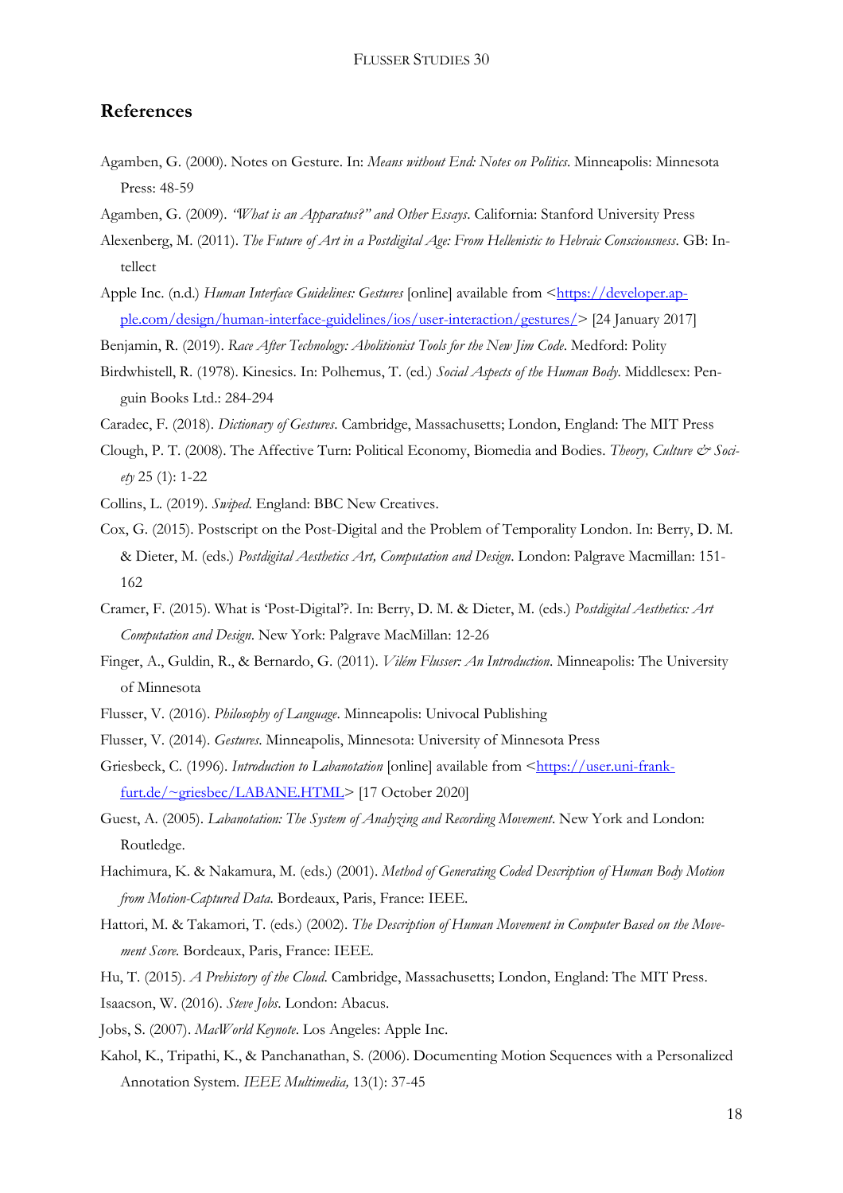## References

Agamben, G. (2000). Notes on Gesture. In: *Means without End: Notes on Politics*. Minneapolis: Minnesota Press: 48-59

Agamben, G. (2009). *"What is an Apparatus?" and Other Essays*. California: Stanford University Press

Alexenberg, M. (2011). *The Future of Art in a Postdigital Age: From Hellenistic to Hebraic Consciousness*. GB: Intellect

Apple Inc. (n.d.) *Human Interface Guidelines: Gestures* [online] available from <https://developer.apple.com/design/human-interface-guidelines/ios/user-interaction/gestures/> [24 January 2017]

Benjamin, R. (2019). *Race After Technology: Abolitionist Tools for the New Jim Code*. Medford: Polity

Birdwhistell, R. (1978). Kinesics. In: Polhemus, T. (ed.) *Social Aspects of the Human Body*. Middlesex: Penguin Books Ltd.: 284-294

Caradec, F. (2018). *Dictionary of Gestures*. Cambridge, Massachusetts; London, England: The MIT Press

Clough, P. T. (2008). The Affective Turn: Political Economy, Biomedia and Bodies. *Theory, Culture & Society* 25 (1): 1-22

Collins, L. (2019). *Swiped*. England: BBC New Creatives.

Cox, G. (2015). Postscript on the Post-Digital and the Problem of Temporality London. In: Berry, D. M. & Dieter, M. (eds.) *Postdigital Aesthetics Art, Computation and Design*. London: Palgrave Macmillan: 151-162

Cramer, F. (2015). What is 'Post-Digital'?. In: Berry, D. M. & Dieter, M. (eds.) *Postdigital Aesthetics: Art Computation and Design*. New York: Palgrave MacMillan: 12-26

Finger, A., Guldin, R., & Bernardo, G. (2011). *Vilém Flusser: An Introduction*. Minneapolis: The University of Minnesota

Flusser, V. (2016). *Philosophy of Language*. Minneapolis: Univocal Publishing

Flusser, V. (2014). *Gestures*. Minneapolis, Minnesota: University of Minnesota Press

Griesbeck, C. (1996). *Introduction to Labanotation* [online] available from <https://user.uni-frankfurt.de/~griesbec/LABANE.HTML> [17 October 2020]

Guest, A. (2005). *Labanotation: The System of Analyzing and Recording Movement*. New York and London: Routledge.

Hachimura, K. & Nakamura, M. (eds.) (2001). *Method of Generating Coded Description of Human Body Motion from Motion-Captured Data*. Bordeaux, Paris, France: IEEE.

Hattori, M. & Takamori, T. (eds.) (2002). *The Description of Human Movement in Computer Based on the Movement Score*. Bordeaux, Paris, France: IEEE.

Hu, T. (2015). *A Prehistory of the Cloud*. Cambridge, Massachusetts; London, England: The MIT Press.

Isaacson, W. (2016). *Steve Jobs*. London: Abacus.

Jobs, S. (2007). *MacWorld Keynote*. Los Angeles: Apple Inc.

Kahol, K., Tripathi, K., & Panchanathan, S. (2006). Documenting Motion Sequences with a Personalized Annotation System. *IEEE Multimedia,* 13(1): 37-45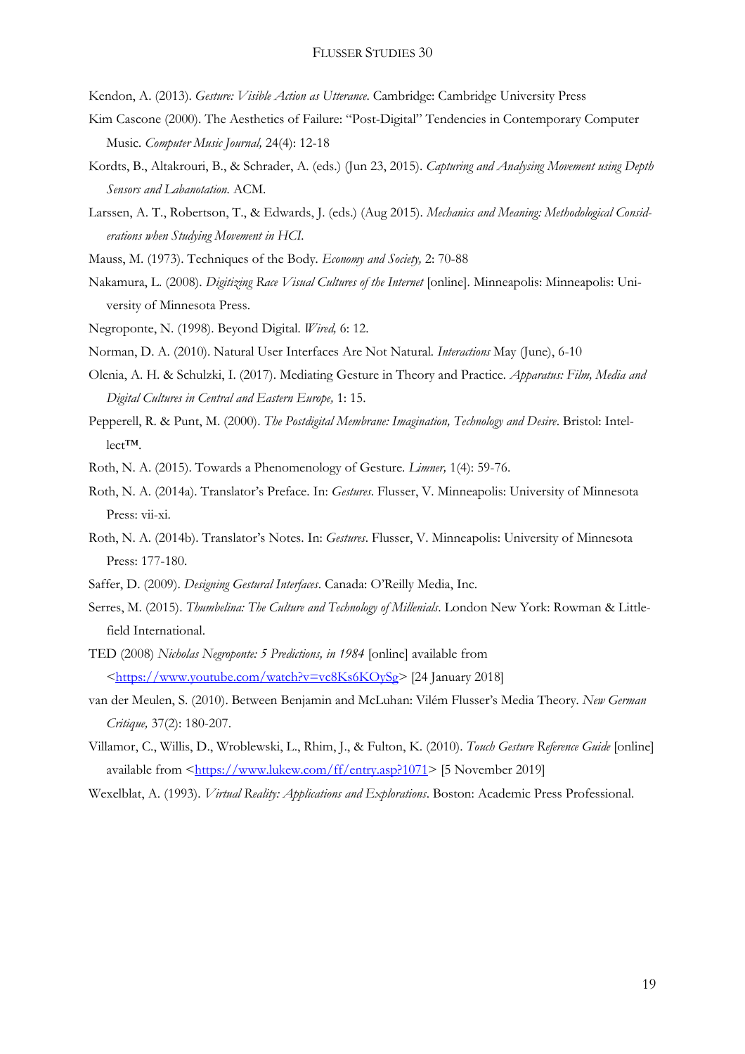Kendon, A. (2013). *Gesture: Visible Action as Utterance*. Cambridge: Cambridge University Press

Kim Cascone (2000). The Aesthetics of Failure: "Post-Digital" Tendencies in Contemporary Computer Music. *Computer Music Journal,* 24(4): 12-18

Kordts, B., Altakrouri, B., & Schrader, A. (eds.) (Jun 23, 2015). *Capturing and Analysing Movement using Depth Sensors and Labanotation.* ACM.

Larssen, A. T., Robertson, T., & Edwards, J. (eds.) (Aug 2015). *Mechanics and Meaning: Methodological Considerations when Studying Movement in HCI.*

Mauss, M. (1973). Techniques of the Body. *Economy and Society,* 2: 70-88

Nakamura, L. (2008). *Digitizing Race Visual Cultures of the Internet* [online]. Minneapolis: Minneapolis: University of Minnesota Press.

Negroponte, N. (1998). Beyond Digital. *Wired,* 6: 12.

Norman, D. A. (2010). Natural User Interfaces Are Not Natural. *Interactions* May (June), 6-10

Olenia, A. H. & Schulzki, I. (2017). Mediating Gesture in Theory and Practice. *Apparatus: Film, Media and Digital Cultures in Central and Eastern Europe,* 1: 15.

Pepperell, R. & Punt, M. (2000). *The Postdigital Membrane: Imagination, Technology and Desire*. Bristol: Intellect™.

Roth, N. A. (2015). Towards a Phenomenology of Gesture. *Limner,* 1(4): 59-76.

Roth, N. A. (2014a). Translator's Preface. In: *Gestures*. Flusser, V. Minneapolis: University of Minnesota Press: vii-xi.

Roth, N. A. (2014b). Translator's Notes. In: *Gestures*. Flusser, V. Minneapolis: University of Minnesota Press: 177-180.

Saffer, D. (2009). *Designing Gestural Interfaces*. Canada: O'Reilly Media, Inc.

Serres, M. (2015). *Thumbelina: The Culture and Technology of Millenials*. London New York: Rowman & Littlefield International.

TED (2008) *Nicholas Negroponte: 5 Predictions, in 1984* [online] available from <https://www.youtube.com/watch?v=vc8Ks6KOySg> [24 January 2018]

van der Meulen, S. (2010). Between Benjamin and McLuhan: Vilém Flusser's Media Theory. *New German Critique,* 37(2): 180-207.

Villamor, C., Willis, D., Wroblewski, L., Rhim, J., & Fulton, K. (2010). *Touch Gesture Reference Guide* [online] available from <https://www.lukew.com/ff/entry.asp?1071> [5 November 2019]

Wexelblat, A. (1993). *Virtual Reality: Applications and Explorations*. Boston: Academic Press Professional.